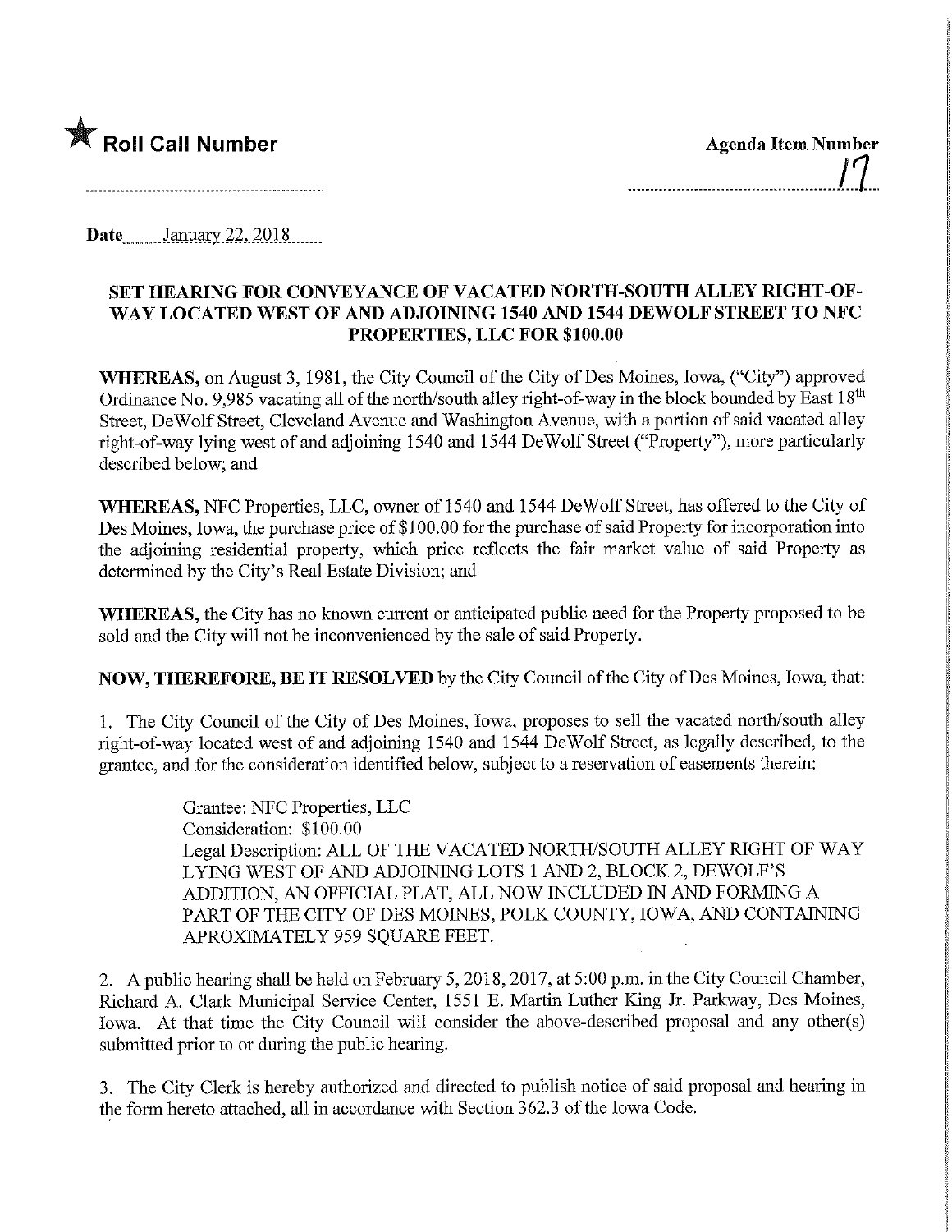★ **Roll Call Number**

**Agenda Item Number**

17

**Date** January 22, 2018

**SET HEARING FOR CONVEYANCE OF VACATED NORTH-SOUTH ALLEY RIGHT-OF-WAY LOCATED WEST OF AND ADJOINING 1540 AND 1544 DEWOLF STREET TO NFC PROPERTIES, LLC FOR $100.00**

**WHEREAS,** on August 3, 1981, the City Council of the City of Des Moines, Iowa, ("City") approved Ordinance No. 9,985 vacating all of the north/south alley right-of-way in the block bounded by East 18th Street, DeWolf Street, Cleveland Avenue and Washington Avenue, with a portion of said vacated alley right-of-way lying west of and adjoining 1540 and 1544 DeWolf Street ("Property"), more particularly described below; and

**WHEREAS,** NFC Properties, LLC, owner of 1540 and 1544 DeWolf Street, has offered to the City of Des Moines, Iowa, the purchase price of $100.00 for the purchase of said Property for incorporation into the adjoining residential property, which price reflects the fair market value of said Property as determined by the City's Real Estate Division; and

**WHEREAS,** the City has no known current or anticipated public need for the Property proposed to be sold and the City will not be inconvenienced by the sale of said Property.

**NOW, THEREFORE, BE IT RESOLVED** by the City Council of the City of Des Moines, Iowa, that:

1. The City Council of the City of Des Moines, Iowa, proposes to sell the vacated north/south alley right-of-way located west of and adjoining 1540 and 1544 DeWolf Street, as legally described, to the grantee, and for the consideration identified below, subject to a reservation of easements therein:

> Grantee: NFC Properties, LLC
> Consideration: $100.00
> Legal Description: ALL OF THE VACATED NORTH/SOUTH ALLEY RIGHT OF WAY LYING WEST OF AND ADJOINING LOTS 1 AND 2, BLOCK 2, DEWOLF'S ADDITION, AN OFFICIAL PLAT, ALL NOW INCLUDED IN AND FORMING A PART OF THE CITY OF DES MOINES, POLK COUNTY, IOWA, AND CONTAINING APROXIMATELY 959 SQUARE FEET.

2. A public hearing shall be held on February 5, 2018, 2017, at 5:00 p.m. in the City Council Chamber, Richard A. Clark Municipal Service Center, 1551 E. Martin Luther King Jr. Parkway, Des Moines, Iowa. At that time the City Council will consider the above-described proposal and any other(s) submitted prior to or during the public hearing.

3. The City Clerk is hereby authorized and directed to publish notice of said proposal and hearing in the form hereto attached, all in accordance with Section 362.3 of the Iowa Code.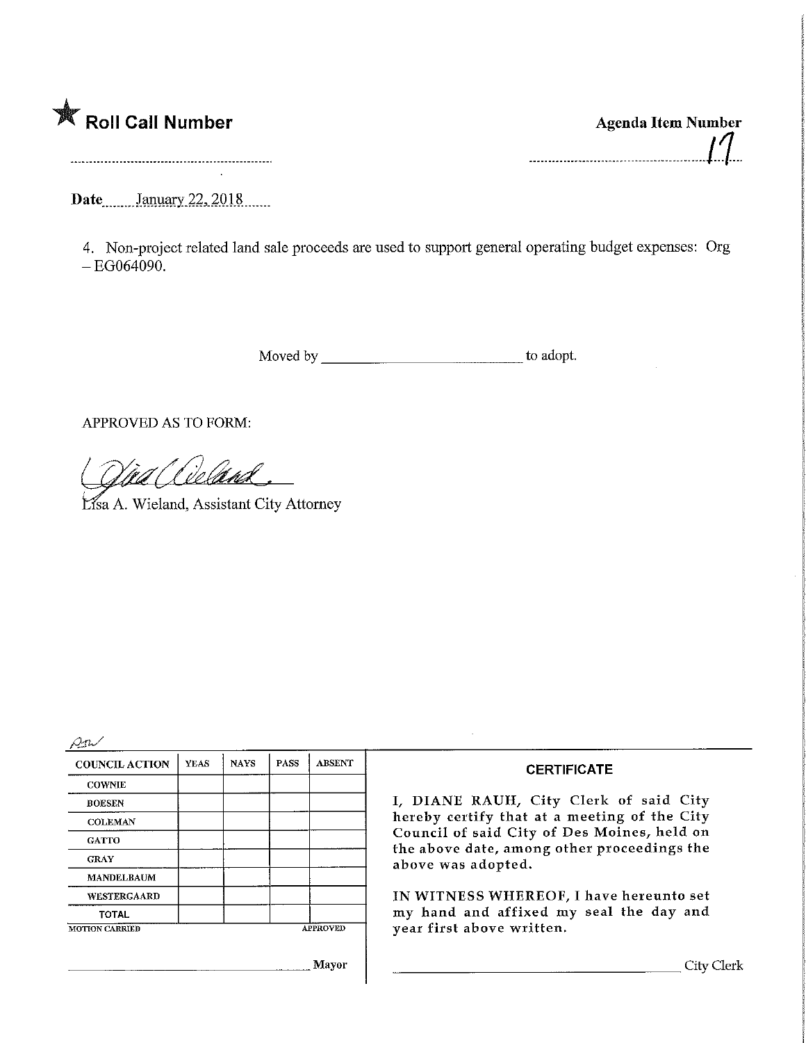★ **Roll Call Number**

**Agenda Item Number**
17

**Date** January 22, 2018

4. Non-project related land sale proceeds are used to support general operating budget expenses: Org – EG064090.

Moved by ______________________ to adopt.

APPROVED AS TO FORM:

Lisa A. Wieland, Assistant City Attorney

| COUNCIL ACTION | YEAS | NAYS | PASS | ABSENT |
|---|---|---|---|---|
| COWNIE | | | | |
| BOESEN | | | | |
| COLEMAN | | | | |
| GATTO | | | | |
| GRAY | | | | |
| MANDELBAUM | | | | |
| WESTERGAARD | | | | |
| TOTAL | | | | |

MOTION CARRIED APPROVED

______________________ Mayor

**CERTIFICATE**

I, DIANE RAUH, City Clerk of said City hereby certify that at a meeting of the City Council of said City of Des Moines, held on the above date, among other proceedings the above was adopted.

IN WITNESS WHEREOF, I have hereunto set my hand and affixed my seal the day and year first above written.

______________________ City Clerk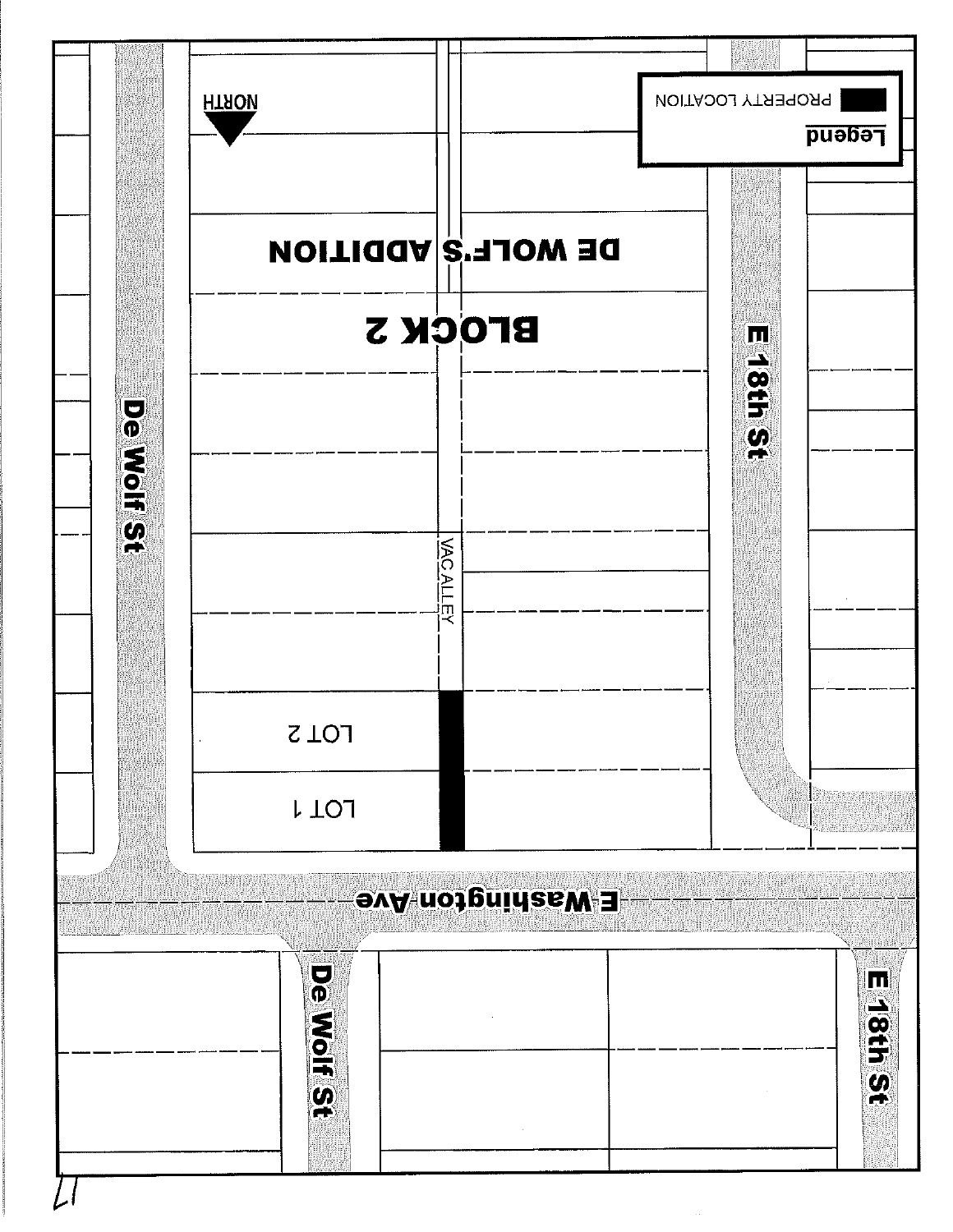Legend

PROPERTY LOCATION

NORTH

DE WOLF'S ADDITION

BLOCK 2

VAC ALLEY

LOT 2

LOT 1

De Wolf St

E 18th St

E Washington Ave

De Wolf St

E 18th St